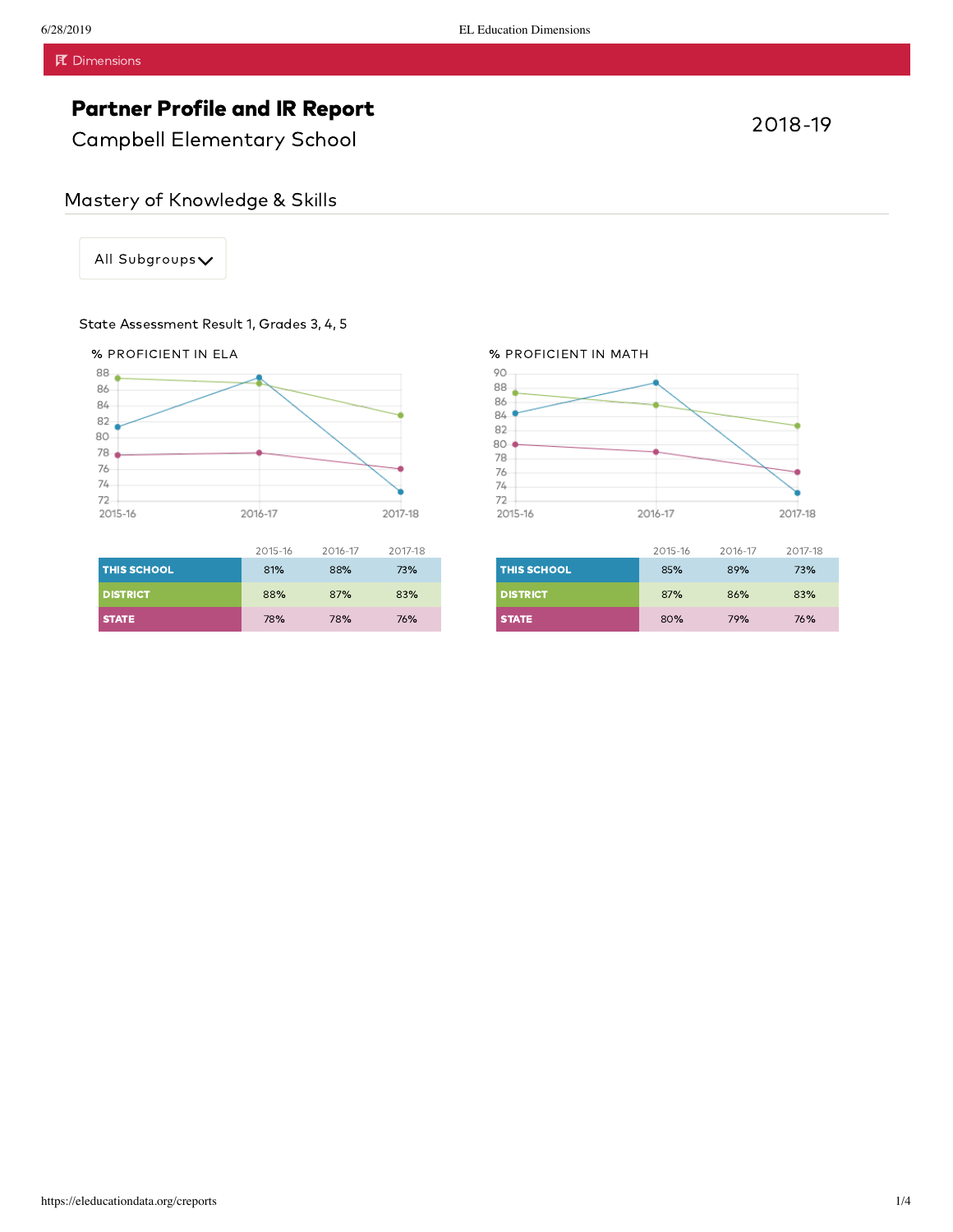Dimensions

# Partner Profile and IR Report

Campbell Elementary School

2018-19

## Mastery of Knowledge & Skills

All Subgroups

State Assessment Result 1, Grades 3, 4, 5

### % PROFICIENT IN ELA

| | 2015-16 | 2016-17 | 2017-18 |
|---|---|---|---|
| THIS SCHOOL | 81% | 88% | 73% |
| DISTRICT | 88% | 87% | 83% |
| STATE | 78% | 78% | 76% |

### % PROFICIENT IN MATH

| | 2015-16 | 2016-17 | 2017-18 |
|---|---|---|---|
| THIS SCHOOL | 85% | 89% | 73% |
| DISTRICT | 87% | 86% | 83% |
| STATE | 80% | 79% | 76% |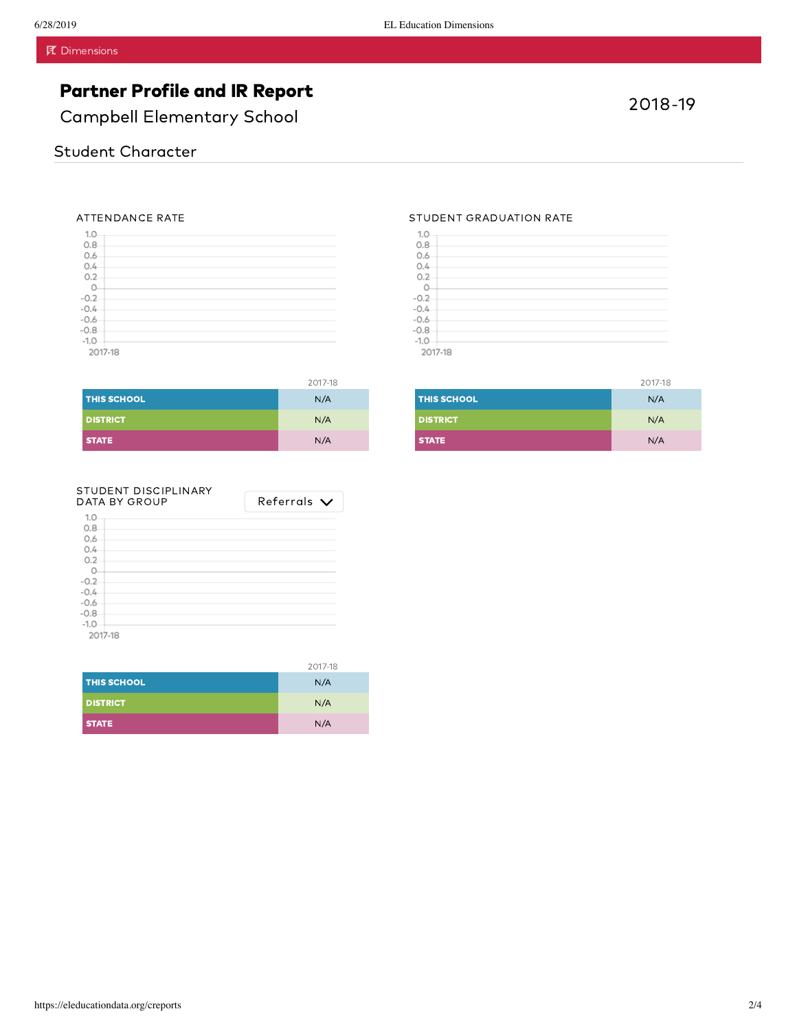Dimensions

# Partner Profile and IR Report

Campbell Elementary School

2018-19

## Student Character

### ATTENDANCE RATE

| | 2017-18 |
|---|---|
| THIS SCHOOL | N/A |
| DISTRICT | N/A |
| STATE | N/A |

### STUDENT GRADUATION RATE

| | 2017-18 |
|---|---|
| THIS SCHOOL | N/A |
| DISTRICT | N/A |
| STATE | N/A |

### STUDENT DISCIPLINARY DATA BY GROUP

Referrals

| | 2017-18 |
|---|---|
| THIS SCHOOL | N/A |
| DISTRICT | N/A |
| STATE | N/A |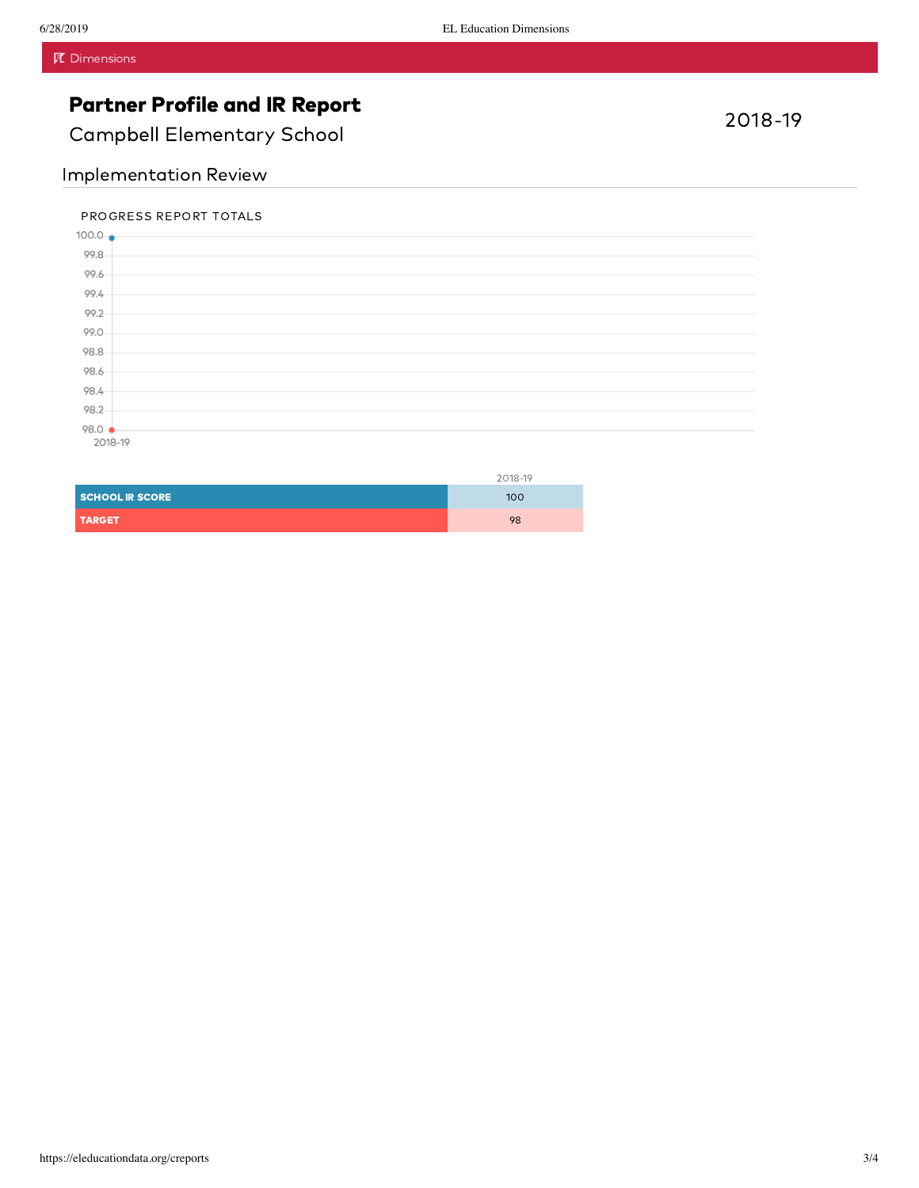Dimensions

# Partner Profile and IR Report

Campbell Elementary School

2018-19

## Implementation Review

PROGRESS REPORT TOTALS

| | 2018-19 |
|---|---|
| **SCHOOL IR SCORE** | 100 |
| **TARGET** | 98 |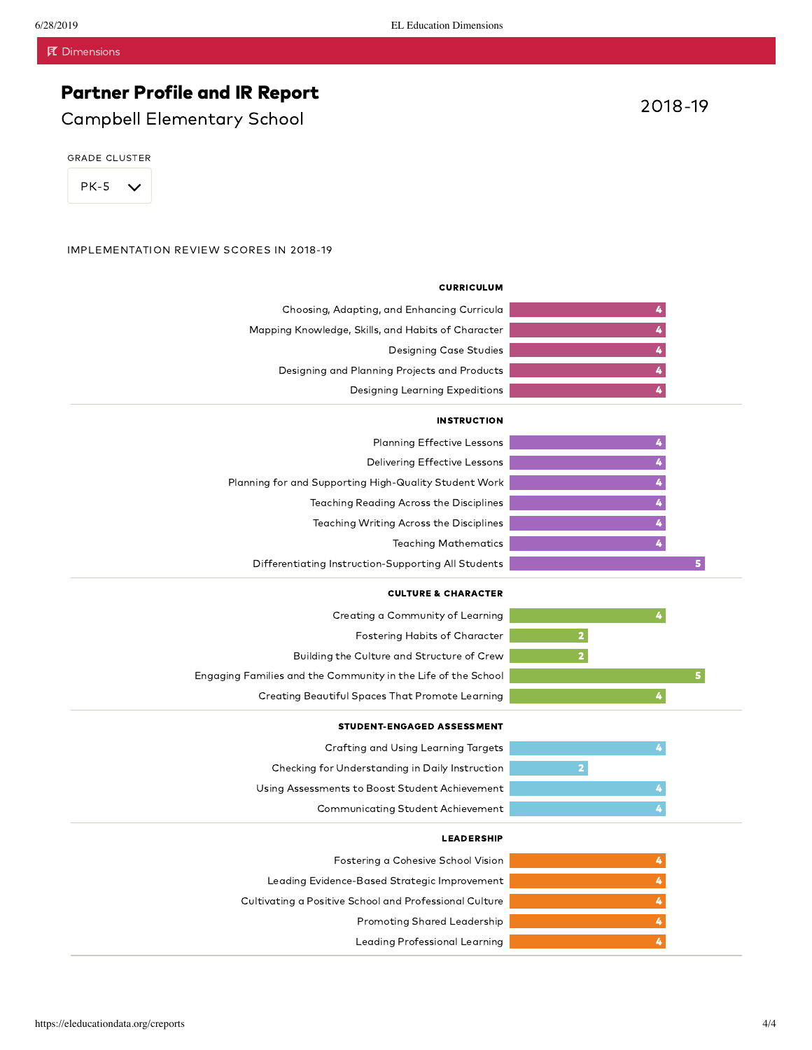Dimensions

# Partner Profile and IR Report

Campbell Elementary School

2018-19

GRADE CLUSTER

PK-5

IMPLEMENTATION REVIEW SCORES IN 2018-19

**CURRICULUM**

Choosing, Adapting, and Enhancing Curricula 4
Mapping Knowledge, Skills, and Habits of Character 4
Designing Case Studies 4
Designing and Planning Projects and Products 4
Designing Learning Expeditions 4

**INSTRUCTION**

Planning Effective Lessons 4
Delivering Effective Lessons 4
Planning for and Supporting High-Quality Student Work 4
Teaching Reading Across the Disciplines 4
Teaching Writing Across the Disciplines 4
Teaching Mathematics 4
Differentiating Instruction-Supporting All Students 5

**CULTURE & CHARACTER**

Creating a Community of Learning 4
Fostering Habits of Character 2
Building the Culture and Structure of Crew 2
Engaging Families and the Community in the Life of the School 5
Creating Beautiful Spaces That Promote Learning 4

**STUDENT-ENGAGED ASSESSMENT**

Crafting and Using Learning Targets 4
Checking for Understanding in Daily Instruction 2
Using Assessments to Boost Student Achievement 4
Communicating Student Achievement 4

**LEADERSHIP**

Fostering a Cohesive School Vision 4
Leading Evidence-Based Strategic Improvement 4
Cultivating a Positive School and Professional Culture 4
Promoting Shared Leadership 4
Leading Professional Learning 4